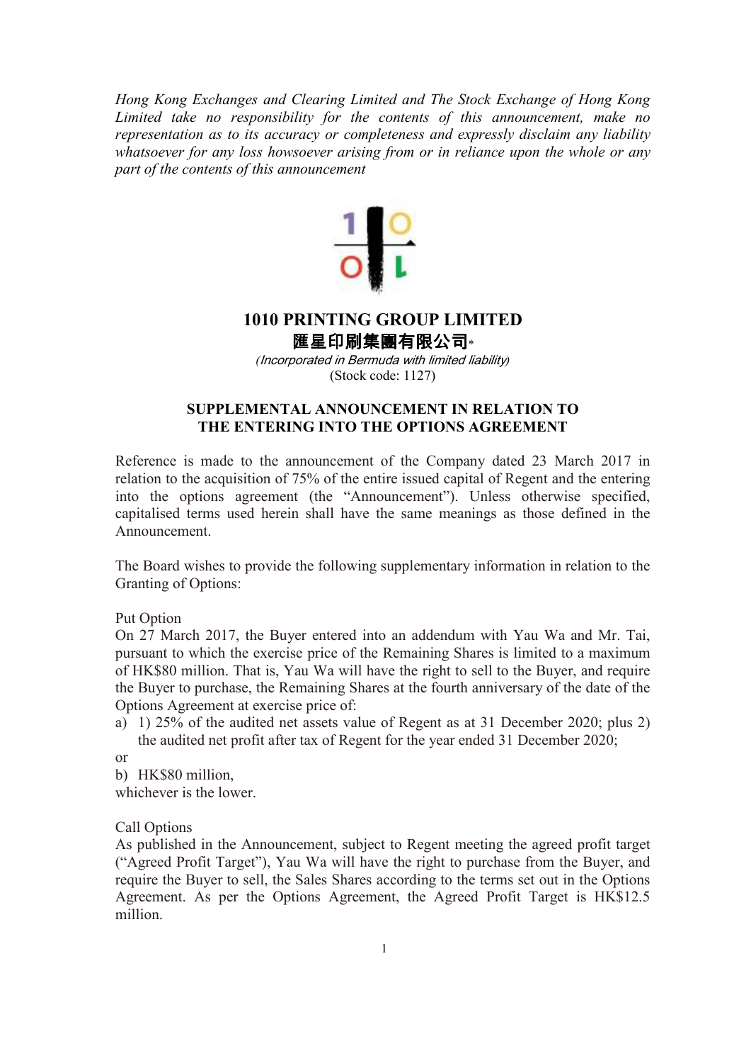*Hong Kong Exchanges and Clearing Limited and The Stock Exchange of Hong Kong Limited take no responsibility for the contents of this announcement, make no representation as to its accuracy or completeness and expressly disclaim any liability whatsoever for any loss howsoever arising from or in reliance upon the whole or any part of the contents of this announcement*

# 1010 PRINTING GROUP LIMITED

# 匯星印刷集團有限公司*

*(Incorporated in Bermuda with limited liability)*

(Stock code: 1127)

## SUPPLEMENTAL ANNOUNCEMENT IN RELATION TO THE ENTERING INTO THE OPTIONS AGREEMENT

Reference is made to the announcement of the Company dated 23 March 2017 in relation to the acquisition of 75% of the entire issued capital of Regent and the entering into the options agreement (the "Announcement"). Unless otherwise specified, capitalised terms used herein shall have the same meanings as those defined in the Announcement.

The Board wishes to provide the following supplementary information in relation to the Granting of Options:

Put Option

On 27 March 2017, the Buyer entered into an addendum with Yau Wa and Mr. Tai, pursuant to which the exercise price of the Remaining Shares is limited to a maximum of HK$80 million. That is, Yau Wa will have the right to sell to the Buyer, and require the Buyer to purchase, the Remaining Shares at the fourth anniversary of the date of the Options Agreement at exercise price of:

a) 1) 25% of the audited net assets value of Regent as at 31 December 2020; plus 2) the audited net profit after tax of Regent for the year ended 31 December 2020;

or

b) HK$80 million,

whichever is the lower.

Call Options

As published in the Announcement, subject to Regent meeting the agreed profit target ("Agreed Profit Target"), Yau Wa will have the right to purchase from the Buyer, and require the Buyer to sell, the Sales Shares according to the terms set out in the Options Agreement. As per the Options Agreement, the Agreed Profit Target is HK$12.5 million.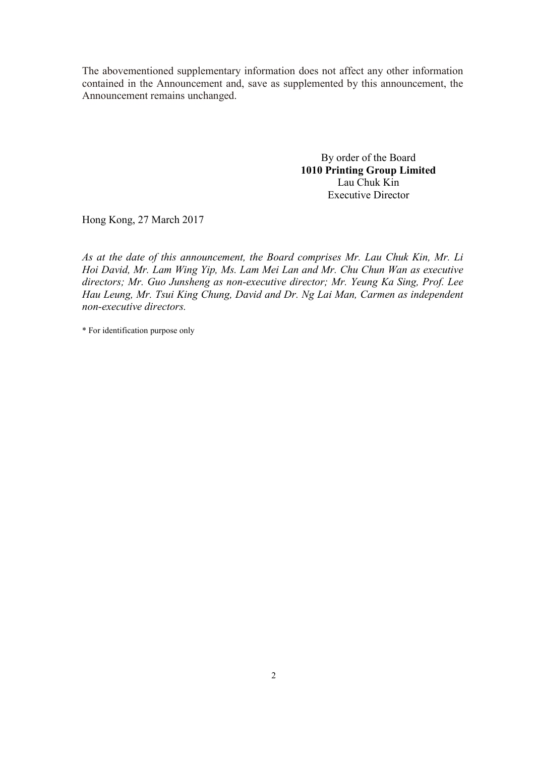The abovementioned supplementary information does not affect any other information contained in the Announcement and, save as supplemented by this announcement, the Announcement remains unchanged.

By order of the Board
**1010 Printing Group Limited**
Lau Chuk Kin
Executive Director

Hong Kong, 27 March 2017

*As at the date of this announcement, the Board comprises Mr. Lau Chuk Kin, Mr. Li Hoi David, Mr. Lam Wing Yip, Ms. Lam Mei Lan and Mr. Chu Chun Wan as executive directors; Mr. Guo Junsheng as non-executive director; Mr. Yeung Ka Sing, Prof. Lee Hau Leung, Mr. Tsui King Chung, David and Dr. Ng Lai Man, Carmen as independent non-executive directors.*

* For identification purpose only